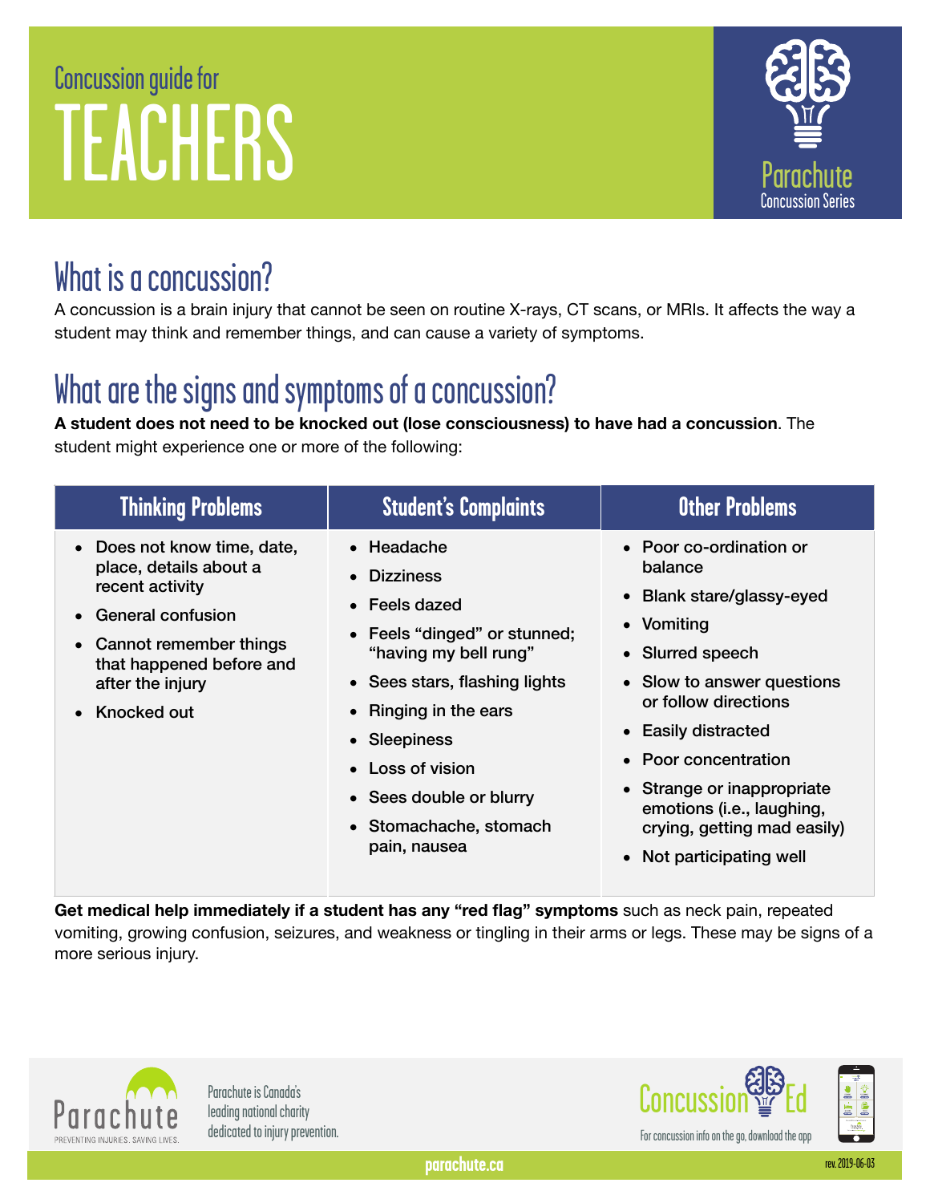# Concussion guide for TEACHERS

Parachute Concussion Series

## What is a concussion?

A concussion is a brain injury that cannot be seen on routine X-rays, CT scans, or MRIs. It affects the way a student may think and remember things, and can cause a variety of symptoms.

## What are the signs and symptoms of a concussion?

**A student does not need to be knocked out (lose consciousness) to have had a concussion**. The student might experience one or more of the following:

| Thinking Problems | Student's Complaints | Other Problems |
|---|---|---|
| • Does not know time, date, place, details about a recent activity<br>• General confusion<br>• Cannot remember things that happened before and after the injury<br>• Knocked out | • Headache<br>• Dizziness<br>• Feels dazed<br>• Feels "dinged" or stunned; "having my bell rung"<br>• Sees stars, flashing lights<br>• Ringing in the ears<br>• Sleepiness<br>• Loss of vision<br>• Sees double or blurry<br>• Stomachache, stomach pain, nausea | • Poor co-ordination or balance<br>• Blank stare/glassy-eyed<br>• Vomiting<br>• Slurred speech<br>• Slow to answer questions or follow directions<br>• Easily distracted<br>• Poor concentration<br>• Strange or inappropriate emotions (i.e., laughing, crying, getting mad easily)<br>• Not participating well |

**Get medical help immediately if a student has any "red flag" symptoms** such as neck pain, repeated vomiting, growing confusion, seizures, and weakness or tingling in their arms or legs. These may be signs of a more serious injury.

Parachute PREVENTING INJURIES. SAVING LIVES.

Parachute is Canada's leading national charity dedicated to injury prevention.

Concussion Ed — For concussion info on the go, download the app

parachute.ca

rev. 2019-06-03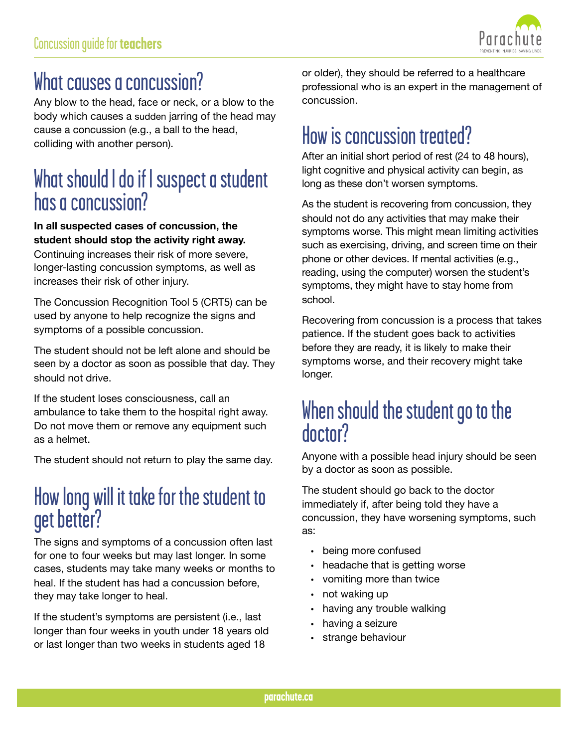## What causes a concussion?

Any blow to the head, face or neck, or a blow to the body which causes a sudden jarring of the head may cause a concussion (e.g., a ball to the head, colliding with another person).

## What should I do if I suspect a student has a concussion?

**In all suspected cases of concussion, the student should stop the activity right away.** Continuing increases their risk of more severe, longer-lasting concussion symptoms, as well as increases their risk of other injury.

The Concussion Recognition Tool 5 (CRT5) can be used by anyone to help recognize the signs and symptoms of a possible concussion.

The student should not be left alone and should be seen by a doctor as soon as possible that day. They should not drive.

If the student loses consciousness, call an ambulance to take them to the hospital right away. Do not move them or remove any equipment such as a helmet.

The student should not return to play the same day.

## How long will it take for the student to get better?

The signs and symptoms of a concussion often last for one to four weeks but may last longer. In some cases, students may take many weeks or months to heal. If the student has had a concussion before, they may take longer to heal.

If the student's symptoms are persistent (i.e., last longer than four weeks in youth under 18 years old or last longer than two weeks in students aged 18 or older), they should be referred to a healthcare professional who is an expert in the management of concussion.

## How is concussion treated?

After an initial short period of rest (24 to 48 hours), light cognitive and physical activity can begin, as long as these don't worsen symptoms.

As the student is recovering from concussion, they should not do any activities that may make their symptoms worse. This might mean limiting activities such as exercising, driving, and screen time on their phone or other devices. If mental activities (e.g., reading, using the computer) worsen the student's symptoms, they might have to stay home from school.

Recovering from concussion is a process that takes patience. If the student goes back to activities before they are ready, it is likely to make their symptoms worse, and their recovery might take longer.

## When should the student go to the doctor?

Anyone with a possible head injury should be seen by a doctor as soon as possible.

The student should go back to the doctor immediately if, after being told they have a concussion, they have worsening symptoms, such as:

- being more confused
- headache that is getting worse
- vomiting more than twice
- not waking up
- having any trouble walking
- having a seizure
- strange behaviour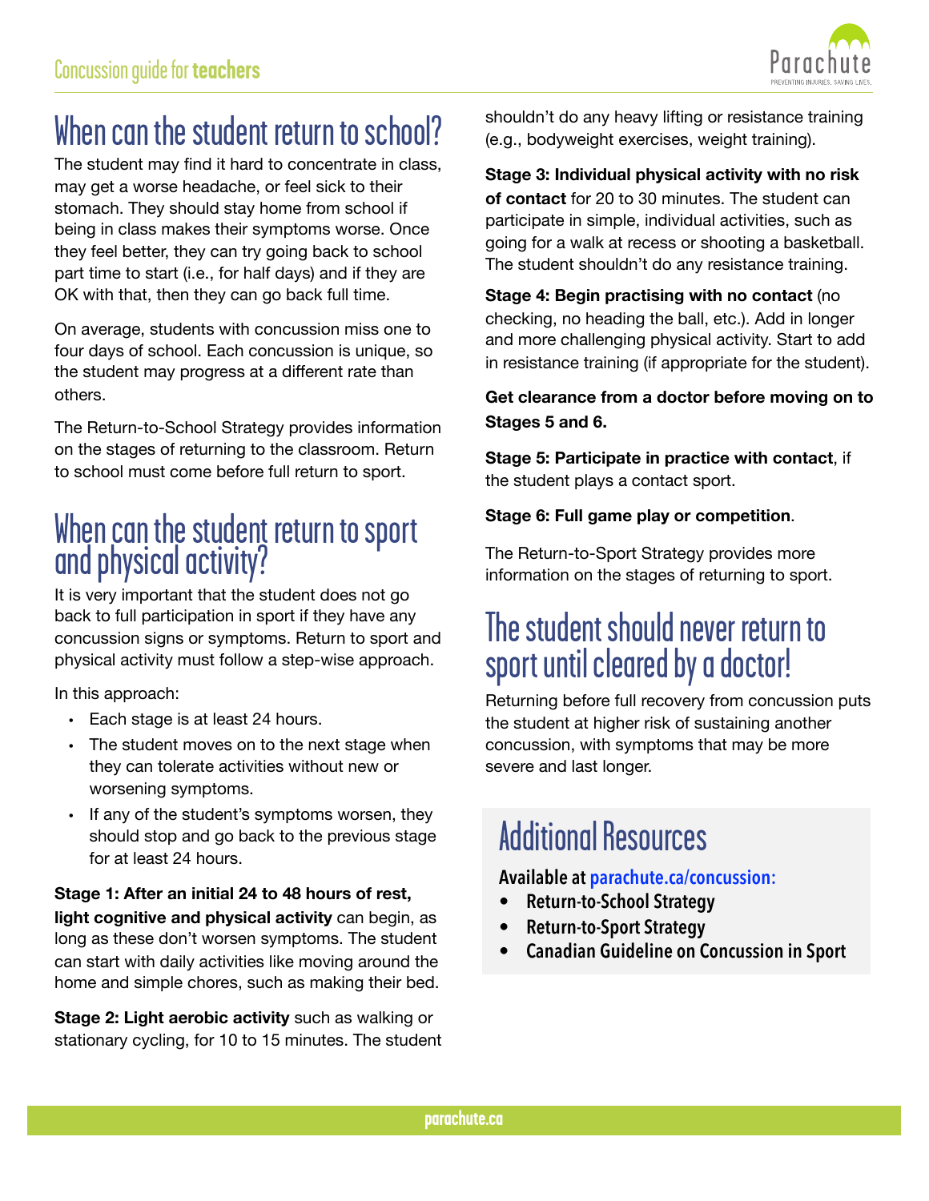# When can the student return to school?

The student may find it hard to concentrate in class, may get a worse headache, or feel sick to their stomach. They should stay home from school if being in class makes their symptoms worse. Once they feel better, they can try going back to school part time to start (i.e., for half days) and if they are OK with that, then they can go back full time.

On average, students with concussion miss one to four days of school. Each concussion is unique, so the student may progress at a different rate than others.

The Return-to-School Strategy provides information on the stages of returning to the classroom. Return to school must come before full return to sport.

# When can the student return to sport and physical activity?

It is very important that the student does not go back to full participation in sport if they have any concussion signs or symptoms. Return to sport and physical activity must follow a step-wise approach.

In this approach:

- Each stage is at least 24 hours.
- The student moves on to the next stage when they can tolerate activities without new or worsening symptoms.
- If any of the student's symptoms worsen, they should stop and go back to the previous stage for at least 24 hours.

**Stage 1: After an initial 24 to 48 hours of rest, light cognitive and physical activity** can begin, as long as these don't worsen symptoms. The student can start with daily activities like moving around the home and simple chores, such as making their bed.

**Stage 2: Light aerobic activity** such as walking or stationary cycling, for 10 to 15 minutes. The student shouldn't do any heavy lifting or resistance training (e.g., bodyweight exercises, weight training).

**Stage 3: Individual physical activity with no risk of contact** for 20 to 30 minutes. The student can participate in simple, individual activities, such as going for a walk at recess or shooting a basketball. The student shouldn't do any resistance training.

**Stage 4: Begin practising with no contact** (no checking, no heading the ball, etc.). Add in longer and more challenging physical activity. Start to add in resistance training (if appropriate for the student).

**Get clearance from a doctor before moving on to Stages 5 and 6.**

**Stage 5: Participate in practice with contact**, if the student plays a contact sport.

**Stage 6: Full game play or competition**.

The Return-to-Sport Strategy provides more information on the stages of returning to sport.

# The student should never return to sport until cleared by a doctor!

Returning before full recovery from concussion puts the student at higher risk of sustaining another concussion, with symptoms that may be more severe and last longer.

## Additional Resources

**Available at parachute.ca/concussion:**

- **Return-to-School Strategy**
- **Return-to-Sport Strategy**
- **Canadian Guideline on Concussion in Sport**